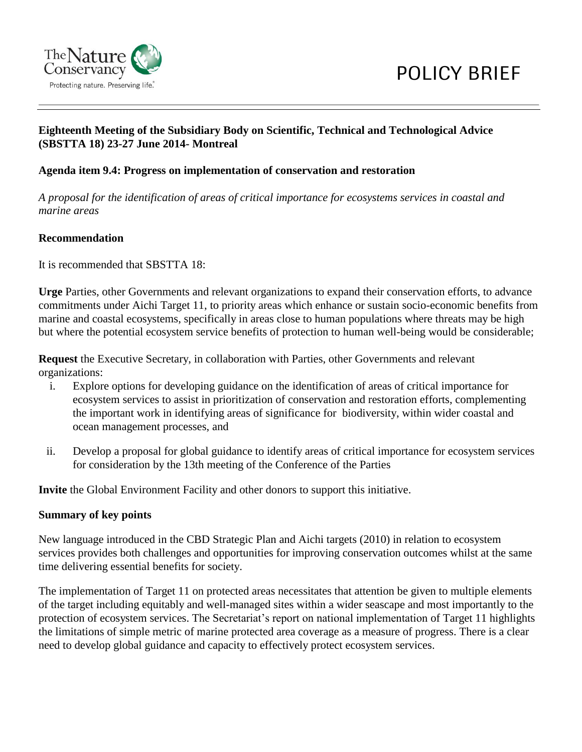# POLICY BRIEF

**Eighteenth Meeting of the Subsidiary Body on Scientific, Technical and Technological Advice (SBSTTA 18) 23-27 June 2014- Montreal**

**Agenda item 9.4: Progress on implementation of conservation and restoration**

*A proposal for the identification of areas of critical importance for ecosystems services in coastal and marine areas*

**Recommendation**

It is recommended that SBSTTA 18:

**Urge** Parties, other Governments and relevant organizations to expand their conservation efforts, to advance commitments under Aichi Target 11, to priority areas which enhance or sustain socio-economic benefits from marine and coastal ecosystems, specifically in areas close to human populations where threats may be high but where the potential ecosystem service benefits of protection to human well-being would be considerable;

**Request** the Executive Secretary, in collaboration with Parties, other Governments and relevant organizations:

i. Explore options for developing guidance on the identification of areas of critical importance for ecosystem services to assist in prioritization of conservation and restoration efforts, complementing the important work in identifying areas of significance for biodiversity, within wider coastal and ocean management processes, and

ii. Develop a proposal for global guidance to identify areas of critical importance for ecosystem services for consideration by the 13th meeting of the Conference of the Parties

**Invite** the Global Environment Facility and other donors to support this initiative.

**Summary of key points**

New language introduced in the CBD Strategic Plan and Aichi targets (2010) in relation to ecosystem services provides both challenges and opportunities for improving conservation outcomes whilst at the same time delivering essential benefits for society.

The implementation of Target 11 on protected areas necessitates that attention be given to multiple elements of the target including equitably and well-managed sites within a wider seascape and most importantly to the protection of ecosystem services. The Secretariat's report on national implementation of Target 11 highlights the limitations of simple metric of marine protected area coverage as a measure of progress. There is a clear need to develop global guidance and capacity to effectively protect ecosystem services.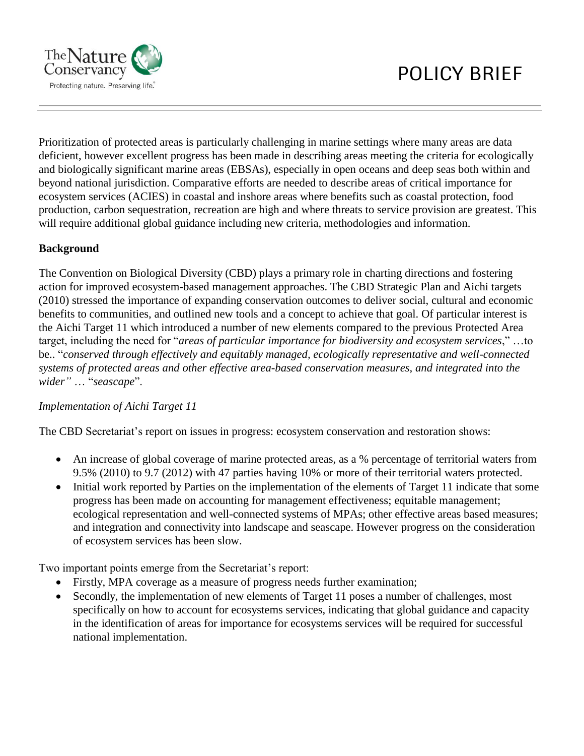Prioritization of protected areas is particularly challenging in marine settings where many areas are data deficient, however excellent progress has been made in describing areas meeting the criteria for ecologically and biologically significant marine areas (EBSAs), especially in open oceans and deep seas both within and beyond national jurisdiction. Comparative efforts are needed to describe areas of critical importance for ecosystem services (ACIES) in coastal and inshore areas where benefits such as coastal protection, food production, carbon sequestration, recreation are high and where threats to service provision are greatest. This will require additional global guidance including new criteria, methodologies and information.

**Background**

The Convention on Biological Diversity (CBD) plays a primary role in charting directions and fostering action for improved ecosystem-based management approaches. The CBD Strategic Plan and Aichi targets (2010) stressed the importance of expanding conservation outcomes to deliver social, cultural and economic benefits to communities, and outlined new tools and a concept to achieve that goal. Of particular interest is the Aichi Target 11 which introduced a number of new elements compared to the previous Protected Area target, including the need for "*areas of particular importance for biodiversity and ecosystem services*," …to be.. "*conserved through effectively and equitably managed, ecologically representative and well-connected systems of protected areas and other effective area-based conservation measures, and integrated into the wider"* … "*seascape*".

*Implementation of Aichi Target 11*

The CBD Secretariat's report on issues in progress: ecosystem conservation and restoration shows:

- An increase of global coverage of marine protected areas, as a % percentage of territorial waters from 9.5% (2010) to 9.7 (2012) with 47 parties having 10% or more of their territorial waters protected.
- Initial work reported by Parties on the implementation of the elements of Target 11 indicate that some progress has been made on accounting for management effectiveness; equitable management; ecological representation and well-connected systems of MPAs; other effective areas based measures; and integration and connectivity into landscape and seascape. However progress on the consideration of ecosystem services has been slow.

Two important points emerge from the Secretariat's report:

- Firstly, MPA coverage as a measure of progress needs further examination;
- Secondly, the implementation of new elements of Target 11 poses a number of challenges, most specifically on how to account for ecosystems services, indicating that global guidance and capacity in the identification of areas for importance for ecosystems services will be required for successful national implementation.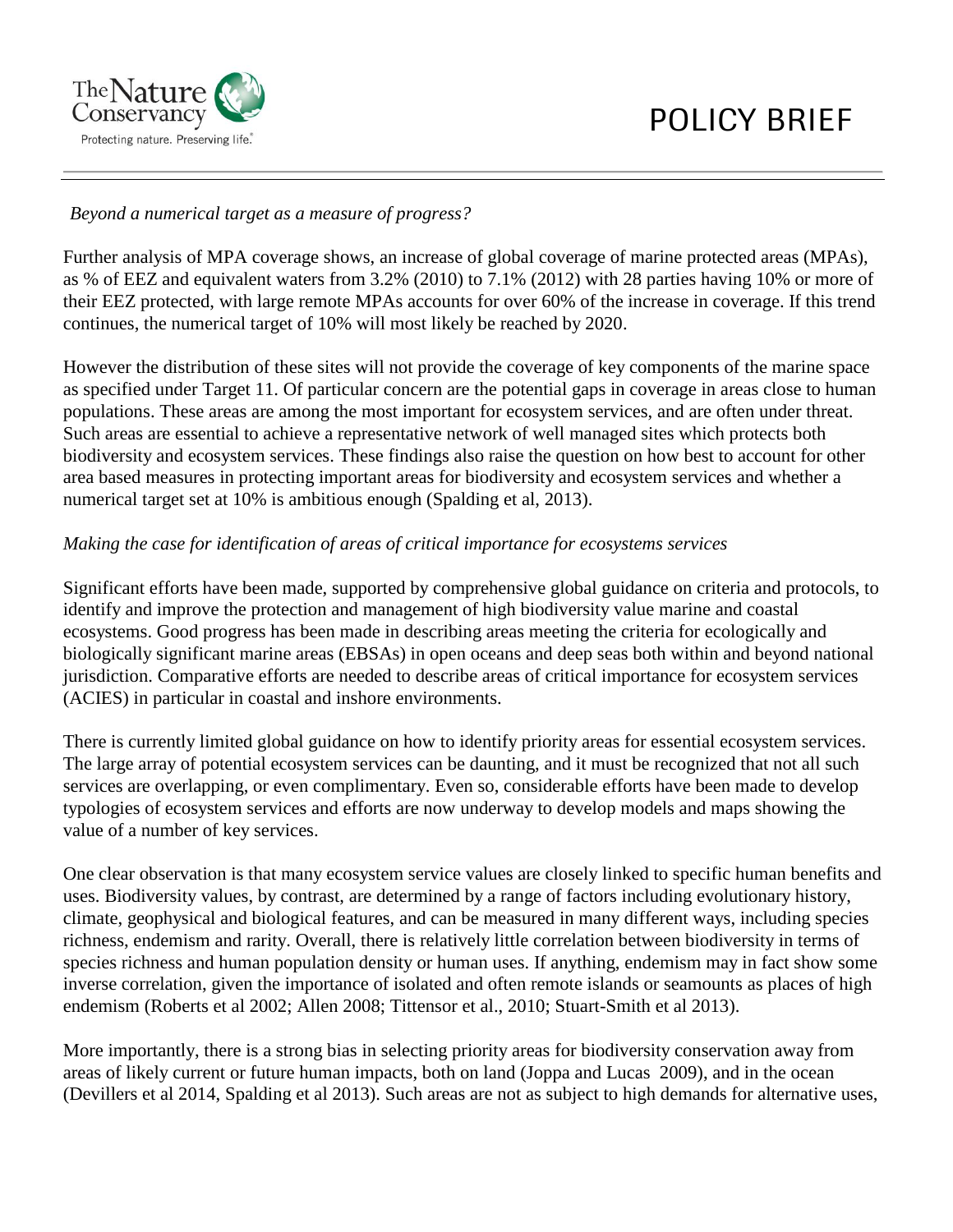*Beyond a numerical target as a measure of progress?*

Further analysis of MPA coverage shows, an increase of global coverage of marine protected areas (MPAs), as % of EEZ and equivalent waters from 3.2% (2010) to 7.1% (2012) with 28 parties having 10% or more of their EEZ protected, with large remote MPAs accounts for over 60% of the increase in coverage. If this trend continues, the numerical target of 10% will most likely be reached by 2020.

However the distribution of these sites will not provide the coverage of key components of the marine space as specified under Target 11. Of particular concern are the potential gaps in coverage in areas close to human populations. These areas are among the most important for ecosystem services, and are often under threat. Such areas are essential to achieve a representative network of well managed sites which protects both biodiversity and ecosystem services. These findings also raise the question on how best to account for other area based measures in protecting important areas for biodiversity and ecosystem services and whether a numerical target set at 10% is ambitious enough (Spalding et al, 2013).

*Making the case for identification of areas of critical importance for ecosystems services*

Significant efforts have been made, supported by comprehensive global guidance on criteria and protocols, to identify and improve the protection and management of high biodiversity value marine and coastal ecosystems. Good progress has been made in describing areas meeting the criteria for ecologically and biologically significant marine areas (EBSAs) in open oceans and deep seas both within and beyond national jurisdiction. Comparative efforts are needed to describe areas of critical importance for ecosystem services (ACIES) in particular in coastal and inshore environments.

There is currently limited global guidance on how to identify priority areas for essential ecosystem services. The large array of potential ecosystem services can be daunting, and it must be recognized that not all such services are overlapping, or even complimentary. Even so, considerable efforts have been made to develop typologies of ecosystem services and efforts are now underway to develop models and maps showing the value of a number of key services.

One clear observation is that many ecosystem service values are closely linked to specific human benefits and uses. Biodiversity values, by contrast, are determined by a range of factors including evolutionary history, climate, geophysical and biological features, and can be measured in many different ways, including species richness, endemism and rarity. Overall, there is relatively little correlation between biodiversity in terms of species richness and human population density or human uses. If anything, endemism may in fact show some inverse correlation, given the importance of isolated and often remote islands or seamounts as places of high endemism (Roberts et al 2002; Allen 2008; Tittensor et al., 2010; Stuart-Smith et al 2013).

More importantly, there is a strong bias in selecting priority areas for biodiversity conservation away from areas of likely current or future human impacts, both on land (Joppa and Lucas 2009), and in the ocean (Devillers et al 2014, Spalding et al 2013). Such areas are not as subject to high demands for alternative uses,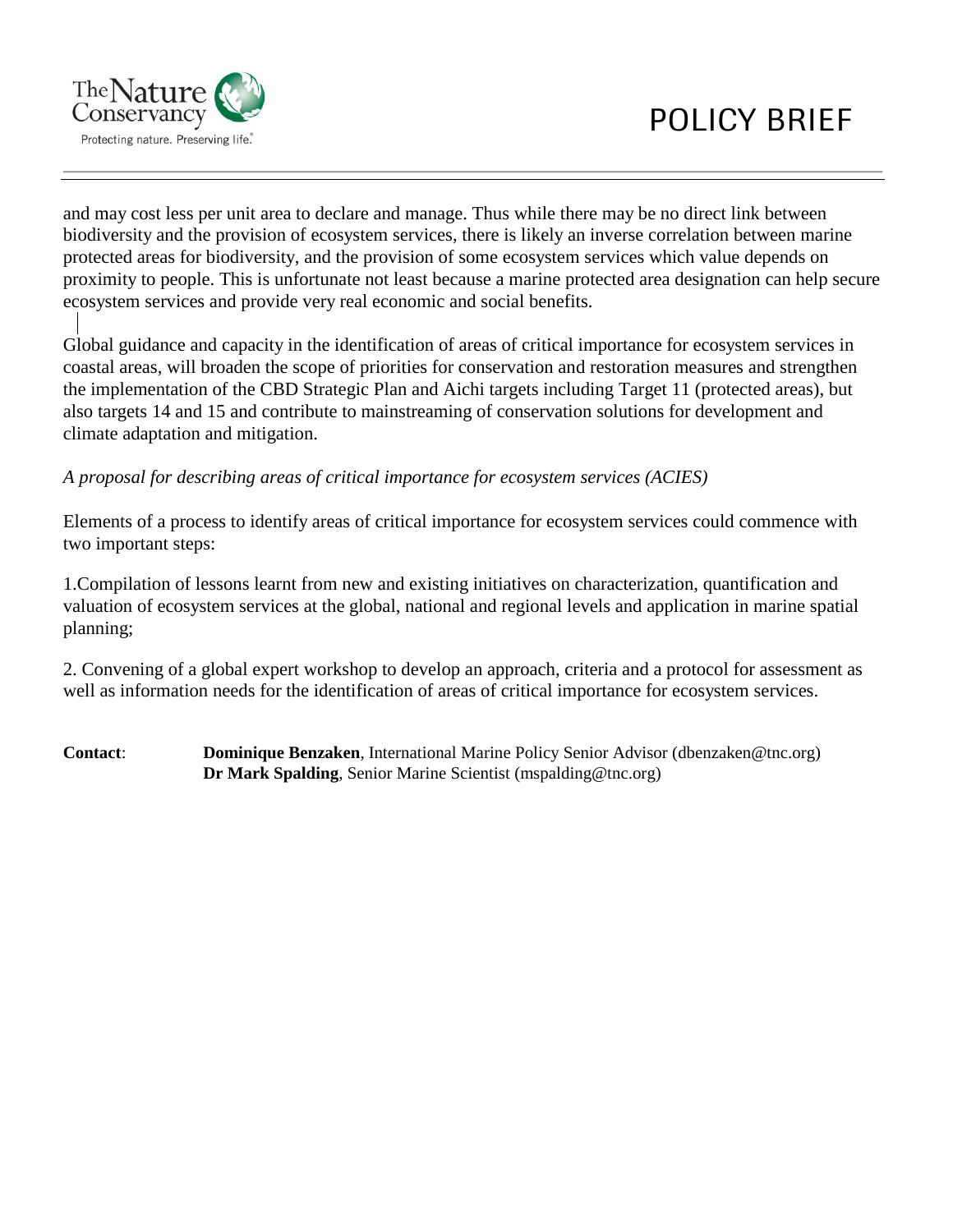and may cost less per unit area to declare and manage. Thus while there may be no direct link between biodiversity and the provision of ecosystem services, there is likely an inverse correlation between marine protected areas for biodiversity, and the provision of some ecosystem services which value depends on proximity to people. This is unfortunate not least because a marine protected area designation can help secure ecosystem services and provide very real economic and social benefits.

Global guidance and capacity in the identification of areas of critical importance for ecosystem services in coastal areas, will broaden the scope of priorities for conservation and restoration measures and strengthen the implementation of the CBD Strategic Plan and Aichi targets including Target 11 (protected areas), but also targets 14 and 15 and contribute to mainstreaming of conservation solutions for development and climate adaptation and mitigation.

*A proposal for describing areas of critical importance for ecosystem services (ACIES)*

Elements of a process to identify areas of critical importance for ecosystem services could commence with two important steps:

1.Compilation of lessons learnt from new and existing initiatives on characterization, quantification and valuation of ecosystem services at the global, national and regional levels and application in marine spatial planning;

2. Convening of a global expert workshop to develop an approach, criteria and a protocol for assessment as well as information needs for the identification of areas of critical importance for ecosystem services.

**Contact**: **Dominique Benzaken**, International Marine Policy Senior Advisor (dbenzaken@tnc.org)
**Dr Mark Spalding**, Senior Marine Scientist (mspalding@tnc.org)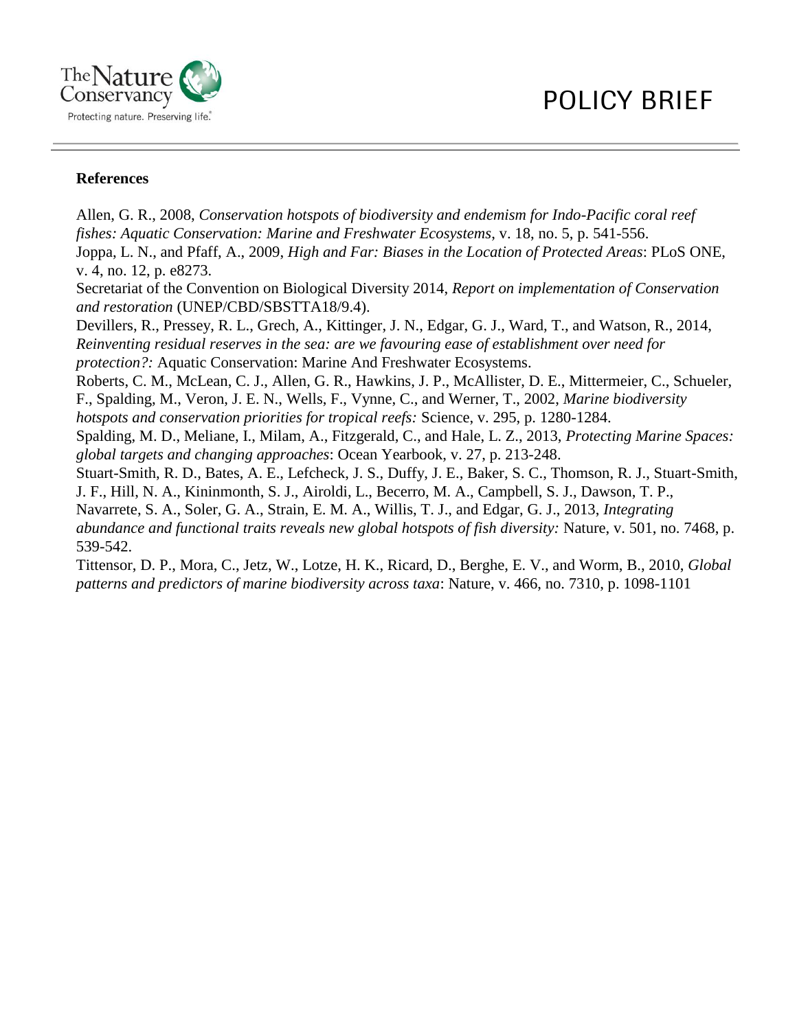**References**

Allen, G. R., 2008, *Conservation hotspots of biodiversity and endemism for Indo-Pacific coral reef fishes: Aquatic Conservation: Marine and Freshwater Ecosystems*, v. 18, no. 5, p. 541-556.

Joppa, L. N., and Pfaff, A., 2009, *High and Far: Biases in the Location of Protected Areas*: PLoS ONE, v. 4, no. 12, p. e8273.

Secretariat of the Convention on Biological Diversity 2014, *Report on implementation of Conservation and restoration* (UNEP/CBD/SBSTTA18/9.4).

Devillers, R., Pressey, R. L., Grech, A., Kittinger, J. N., Edgar, G. J., Ward, T., and Watson, R., 2014, *Reinventing residual reserves in the sea: are we favouring ease of establishment over need for protection?:* Aquatic Conservation: Marine And Freshwater Ecosystems.

Roberts, C. M., McLean, C. J., Allen, G. R., Hawkins, J. P., McAllister, D. E., Mittermeier, C., Schueler, F., Spalding, M., Veron, J. E. N., Wells, F., Vynne, C., and Werner, T., 2002, *Marine biodiversity hotspots and conservation priorities for tropical reefs:* Science, v. 295, p. 1280-1284.

Spalding, M. D., Meliane, I., Milam, A., Fitzgerald, C., and Hale, L. Z., 2013, *Protecting Marine Spaces: global targets and changing approaches*: Ocean Yearbook, v. 27, p. 213-248.

Stuart-Smith, R. D., Bates, A. E., Lefcheck, J. S., Duffy, J. E., Baker, S. C., Thomson, R. J., Stuart-Smith, J. F., Hill, N. A., Kininmonth, S. J., Airoldi, L., Becerro, M. A., Campbell, S. J., Dawson, T. P., Navarrete, S. A., Soler, G. A., Strain, E. M. A., Willis, T. J., and Edgar, G. J., 2013, *Integrating abundance and functional traits reveals new global hotspots of fish diversity:* Nature, v. 501, no. 7468, p. 539-542.

Tittensor, D. P., Mora, C., Jetz, W., Lotze, H. K., Ricard, D., Berghe, E. V., and Worm, B., 2010, *Global patterns and predictors of marine biodiversity across taxa*: Nature, v. 466, no. 7310, p. 1098-1101